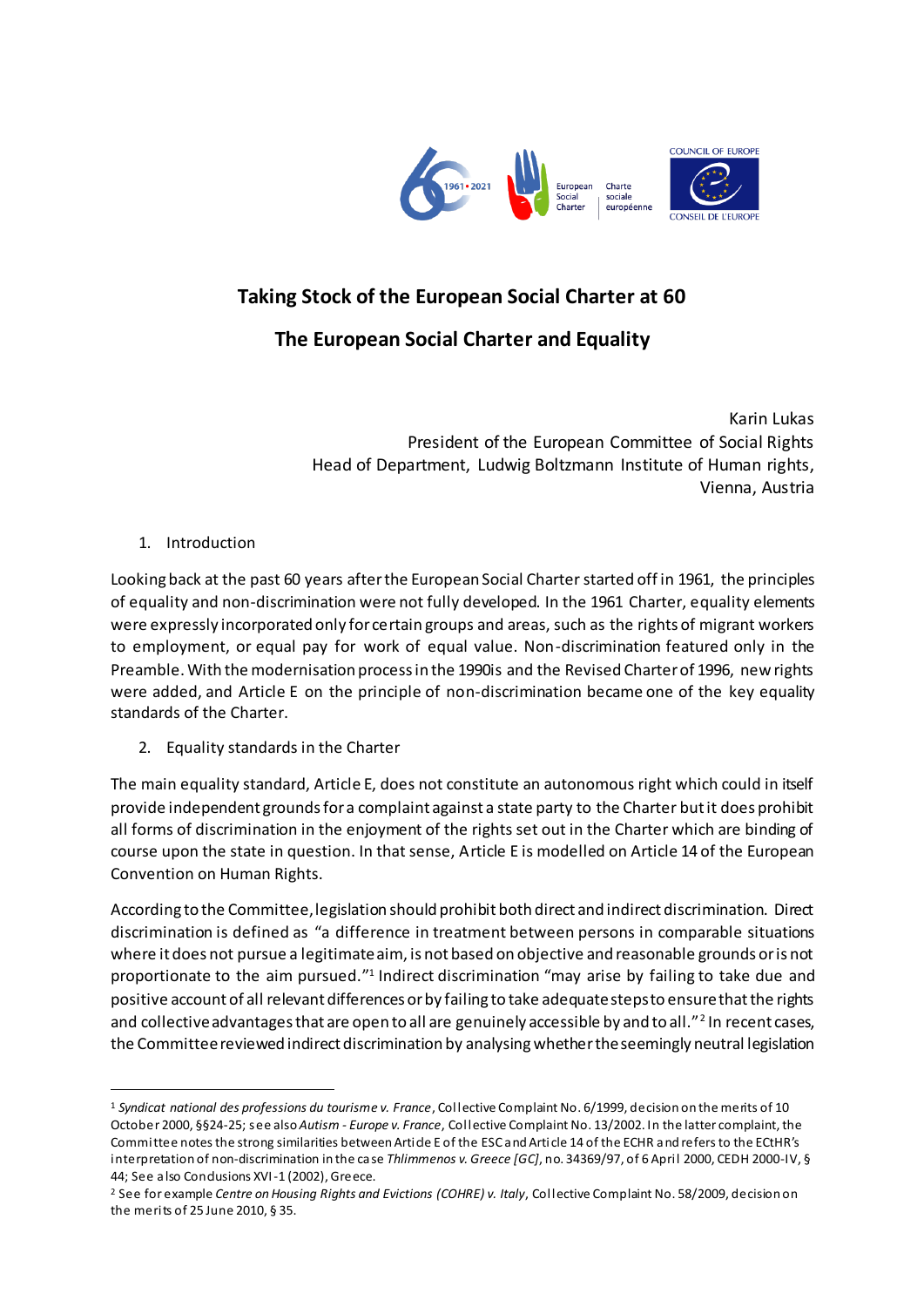# Taking Stock of the European Social Charter at 60

## The European Social Charter and Equality

Karin Lukas  
President of the European Committee of Social Rights  
Head of Department, Ludwig Boltzmann Institute of Human rights,  
Vienna, Austria

### 1. Introduction

Looking back at the past 60 years after the European Social Charter started off in 1961, the principles of equality and non-discrimination were not fully developed. In the 1961 Charter, equality elements were expressly incorporated only for certain groups and areas, such as the rights of migrant workers to employment, or equal pay for work of equal value. Non-discrimination featured only in the Preamble. With the modernisation process in the 1990is and the Revised Charter of 1996, new rights were added, and Article E on the principle of non-discrimination became one of the key equality standards of the Charter.

### 2. Equality standards in the Charter

The main equality standard, Article E, does not constitute an autonomous right which could in itself provide independent grounds for a complaint against a state party to the Charter but it does prohibit all forms of discrimination in the enjoyment of the rights set out in the Charter which are binding of course upon the state in question. In that sense, Article E is modelled on Article 14 of the European Convention on Human Rights.

According to the Committee, legislation should prohibit both direct and indirect discrimination. Direct discrimination is defined as "a difference in treatment between persons in comparable situations where it does not pursue a legitimate aim, is not based on objective and reasonable grounds or is not proportionate to the aim pursued."[1] Indirect discrimination "may arise by failing to take due and positive account of all relevant differences or by failing to take adequate steps to ensure that the rights and collective advantages that are open to all are genuinely accessible by and to all."[2] In recent cases, the Committee reviewed indirect discrimination by analysing whether the seemingly neutral legislation

---

[1] *Syndicat national des professions du tourisme v. France*, Collective Complaint No. 6/1999, decision on the merits of 10 October 2000, §§24-25; see also *Autism - Europe v. France*, Collective Complaint No. 13/2002. In the latter complaint, the Committee notes the strong similarities between Article E of the ESC and Article 14 of the ECHR and refers to the ECtHR's interpretation of non-discrimination in the case *Thlimmenos v. Greece [GC]*, no. 34369/97, of 6 April 2000, CEDH 2000-IV, § 44; See also Conclusions XVI-1 (2002), Greece.

[2] See for example *Centre on Housing Rights and Evictions (COHRE) v. Italy*, Collective Complaint No. 58/2009, decision on the merits of 25 June 2010, § 35.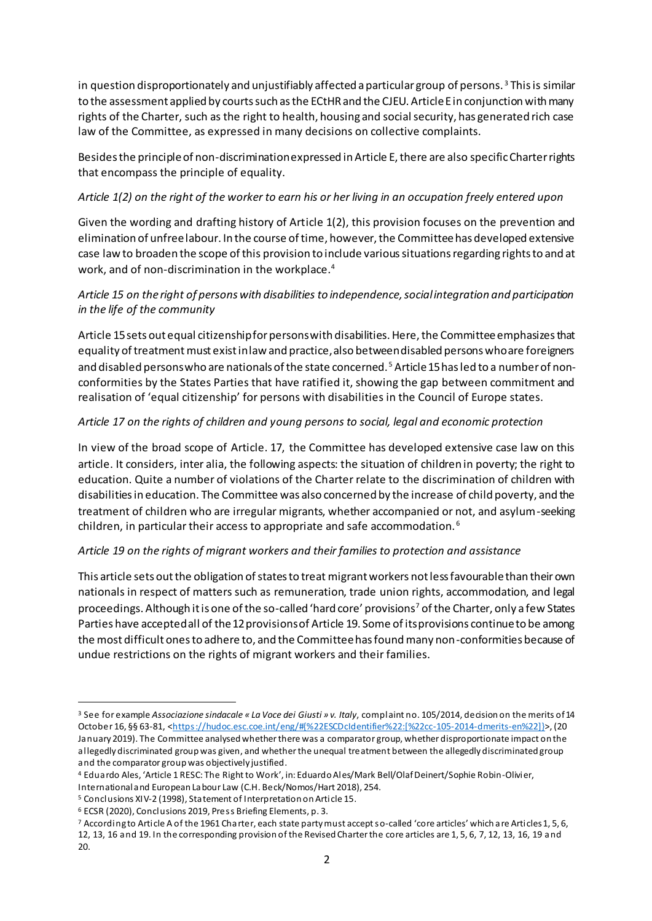in question disproportionately and unjustifiably affected a particular group of persons.[3] This is similar to the assessment applied by courts such as the ECtHR and the CJEU. Article E in conjunction with many rights of the Charter, such as the right to health, housing and social security, has generated rich case law of the Committee, as expressed in many decisions on collective complaints.

Besides the principle of non-discrimination expressed in Article E, there are also specific Charter rights that encompass the principle of equality.

*Article 1(2) on the right of the worker to earn his or her living in an occupation freely entered upon*

Given the wording and drafting history of Article 1(2), this provision focuses on the prevention and elimination of unfree labour. In the course of time, however, the Committee has developed extensive case law to broaden the scope of this provision to include various situations regarding rights to and at work, and of non-discrimination in the workplace.[4]

*Article 15 on the right of persons with disabilities to independence, social integration and participation in the life of the community*

Article 15 sets out equal citizenship for persons with disabilities. Here, the Committee emphasizes that equality of treatment must exist in law and practice, also between disabled persons who are foreigners and disabled persons who are nationals of the state concerned.[5] Article 15 has led to a number of non-conformities by the States Parties that have ratified it, showing the gap between commitment and realisation of 'equal citizenship' for persons with disabilities in the Council of Europe states.

*Article 17 on the rights of children and young persons to social, legal and economic protection*

In view of the broad scope of Article. 17, the Committee has developed extensive case law on this article. It considers, inter alia, the following aspects: the situation of children in poverty; the right to education. Quite a number of violations of the Charter relate to the discrimination of children with disabilities in education. The Committee was also concerned by the increase of child poverty, and the treatment of children who are irregular migrants, whether accompanied or not, and asylum-seeking children, in particular their access to appropriate and safe accommodation.[6]

*Article 19 on the rights of migrant workers and their families to protection and assistance*

This article sets out the obligation of states to treat migrant workers not less favourable than their own nationals in respect of matters such as remuneration, trade union rights, accommodation, and legal proceedings. Although it is one of the so-called 'hard core' provisions[7] of the Charter, only a few States Parties have accepted all of the 12 provisions of Article 19. Some of its provisions continue to be among the most difficult ones to adhere to, and the Committee has found many non-conformities because of undue restrictions on the rights of migrant workers and their families.

---

[3] See for example *Associazione sindacale « La Voce dei Giusti » v. Italy*, complaint no. 105/2014, decision on the merits of 14 October 16, §§ 63-81, <https://hudoc.esc.coe.int/eng/#{%22ESCDcIdentifier%22:[%22cc-105-2014-dmerits-en%22]}>, (20 January 2019). The Committee analysed whether there was a comparator group, whether disproportionate impact on the allegedly discriminated group was given, and whether the unequal treatment between the allegedly discriminated group and the comparator group was objectively justified.

[4] Eduardo Ales, 'Article 1 RESC: The Right to Work', in: Eduardo Ales/Mark Bell/Olaf Deinert/Sophie Robin-Olivier, International and European Labour Law (C.H. Beck/Nomos/Hart 2018), 254.

[5] Conclusions XIV-2 (1998), Statement of Interpretation on Article 15.

[6] ECSR (2020), Conclusions 2019, Press Briefing Elements, p. 3.

[7] According to Article A of the 1961 Charter, each state party must accept so-called 'core articles' which are Articles 1, 5, 6, 12, 13, 16 and 19. In the corresponding provision of the Revised Charter the core articles are 1, 5, 6, 7, 12, 13, 16, 19 and 20.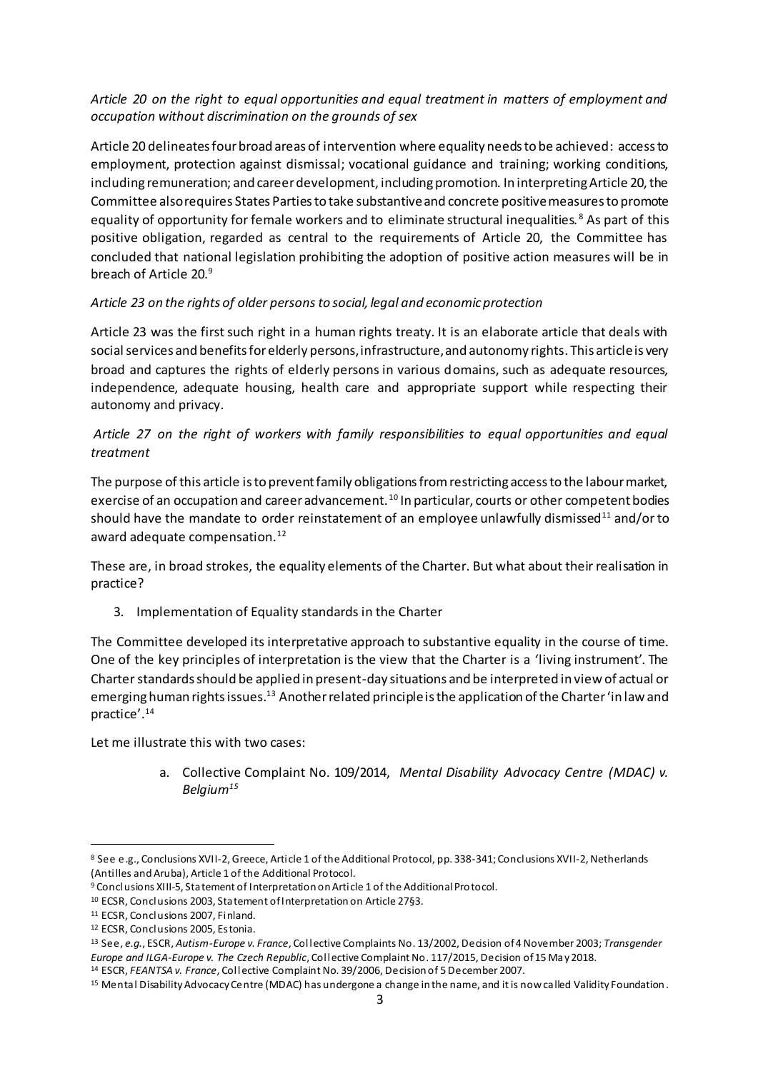*Article 20 on the right to equal opportunities and equal treatment in matters of employment and occupation without discrimination on the grounds of sex*

Article 20 delineates four broad areas of intervention where equality needs to be achieved: access to employment, protection against dismissal; vocational guidance and training; working conditions, including remuneration; and career development, including promotion. In interpreting Article 20, the Committee also requires States Parties to take substantive and concrete positive measures to promote equality of opportunity for female workers and to eliminate structural inequalities.[8] As part of this positive obligation, regarded as central to the requirements of Article 20, the Committee has concluded that national legislation prohibiting the adoption of positive action measures will be in breach of Article 20.[9]

*Article 23 on the rights of older persons to social, legal and economic protection*

Article 23 was the first such right in a human rights treaty. It is an elaborate article that deals with social services and benefits for elderly persons, infrastructure, and autonomy rights. This article is very broad and captures the rights of elderly persons in various domains, such as adequate resources, independence, adequate housing, health care and appropriate support while respecting their autonomy and privacy.

*Article 27 on the right of workers with family responsibilities to equal opportunities and equal treatment*

The purpose of this article is to prevent family obligations from restricting access to the labour market, exercise of an occupation and career advancement.[10] In particular, courts or other competent bodies should have the mandate to order reinstatement of an employee unlawfully dismissed[11] and/or to award adequate compensation.[12]

These are, in broad strokes, the equality elements of the Charter. But what about their realisation in practice?

3. Implementation of Equality standards in the Charter

The Committee developed its interpretative approach to substantive equality in the course of time. One of the key principles of interpretation is the view that the Charter is a 'living instrument'. The Charter standards should be applied in present-day situations and be interpreted in view of actual or emerging human rights issues.[13] Another related principle is the application of the Charter 'in law and practice'.[14]

Let me illustrate this with two cases:

a. Collective Complaint No. 109/2014, *Mental Disability Advocacy Centre (MDAC) v. Belgium*[15]

---

[8] See e.g., Conclusions XVII-2, Greece, Article 1 of the Additional Protocol, pp. 338-341; Conclusions XVII-2, Netherlands (Antilles and Aruba), Article 1 of the Additional Protocol.

[9] Conclusions XIII-5, Statement of Interpretation on Article 1 of the Additional Protocol.

[10] ECSR, Conclusions 2003, Statement of Interpretation on Article 27§3.

[11] ECSR, Conclusions 2007, Finland.

[12] ECSR, Conclusions 2005, Estonia.

[13] See, *e.g.*, ESCR, *Autism-Europe v. France*, Collective Complaints No. 13/2002, Decision of 4 November 2003; *Transgender Europe and ILGA-Europe v. The Czech Republic*, Collective Complaint No. 117/2015, Decision of 15 May 2018.

[14] ESCR, *FEANTSA v. France*, Collective Complaint No. 39/2006, Decision of 5 December 2007.

[15] Mental Disability Advocacy Centre (MDAC) has undergone a change in the name, and it is now called Validity Foundation.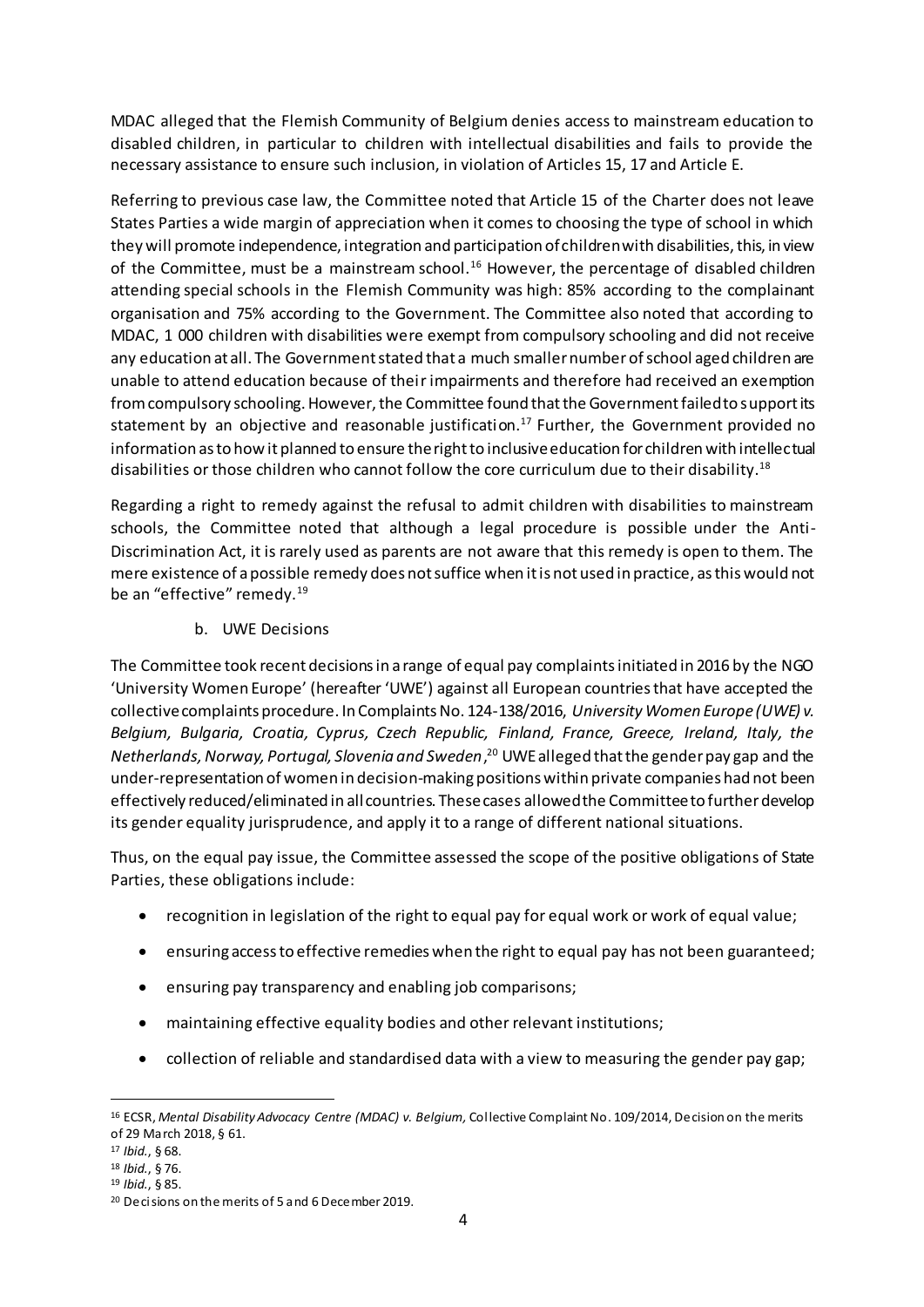MDAC alleged that the Flemish Community of Belgium denies access to mainstream education to disabled children, in particular to children with intellectual disabilities and fails to provide the necessary assistance to ensure such inclusion, in violation of Articles 15, 17 and Article E.

Referring to previous case law, the Committee noted that Article 15 of the Charter does not leave States Parties a wide margin of appreciation when it comes to choosing the type of school in which they will promote independence, integration and participation of children with disabilities, this, in view of the Committee, must be a mainstream school.[16] However, the percentage of disabled children attending special schools in the Flemish Community was high: 85% according to the complainant organisation and 75% according to the Government. The Committee also noted that according to MDAC, 1 000 children with disabilities were exempt from compulsory schooling and did not receive any education at all. The Government stated that a much smaller number of school aged children are unable to attend education because of their impairments and therefore had received an exemption from compulsory schooling. However, the Committee found that the Government failed to support its statement by an objective and reasonable justification.[17] Further, the Government provided no information as to how it planned to ensure the right to inclusive education for children with intellectual disabilities or those children who cannot follow the core curriculum due to their disability.[18]

Regarding a right to remedy against the refusal to admit children with disabilities to mainstream schools, the Committee noted that although a legal procedure is possible under the Anti-Discrimination Act, it is rarely used as parents are not aware that this remedy is open to them. The mere existence of a possible remedy does not suffice when it is not used in practice, as this would not be an "effective" remedy.[19]

b. UWE Decisions

The Committee took recent decisions in a range of equal pay complaints initiated in 2016 by the NGO 'University Women Europe' (hereafter 'UWE') against all European countries that have accepted the collective complaints procedure. In Complaints No. 124-138/2016, *University Women Europe (UWE) v. Belgium, Bulgaria, Croatia, Cyprus, Czech Republic, Finland, France, Greece, Ireland, Italy, the Netherlands, Norway, Portugal, Slovenia and Sweden*,[20] UWE alleged that the gender pay gap and the under-representation of women in decision-making positions within private companies had not been effectively reduced/eliminated in all countries. These cases allowed the Committee to further develop its gender equality jurisprudence, and apply it to a range of different national situations.

Thus, on the equal pay issue, the Committee assessed the scope of the positive obligations of State Parties, these obligations include:

- recognition in legislation of the right to equal pay for equal work or work of equal value;
- ensuring access to effective remedies when the right to equal pay has not been guaranteed;
- ensuring pay transparency and enabling job comparisons;
- maintaining effective equality bodies and other relevant institutions;
- collection of reliable and standardised data with a view to measuring the gender pay gap;

---

[16] ECSR, *Mental Disability Advocacy Centre (MDAC) v. Belgium*, Collective Complaint No. 109/2014, Decision on the merits of 29 March 2018, § 61.

[17] *Ibid.*, § 68.

[18] *Ibid.*, § 76.

[19] *Ibid.*, § 85.

[20] Decisions on the merits of 5 and 6 December 2019.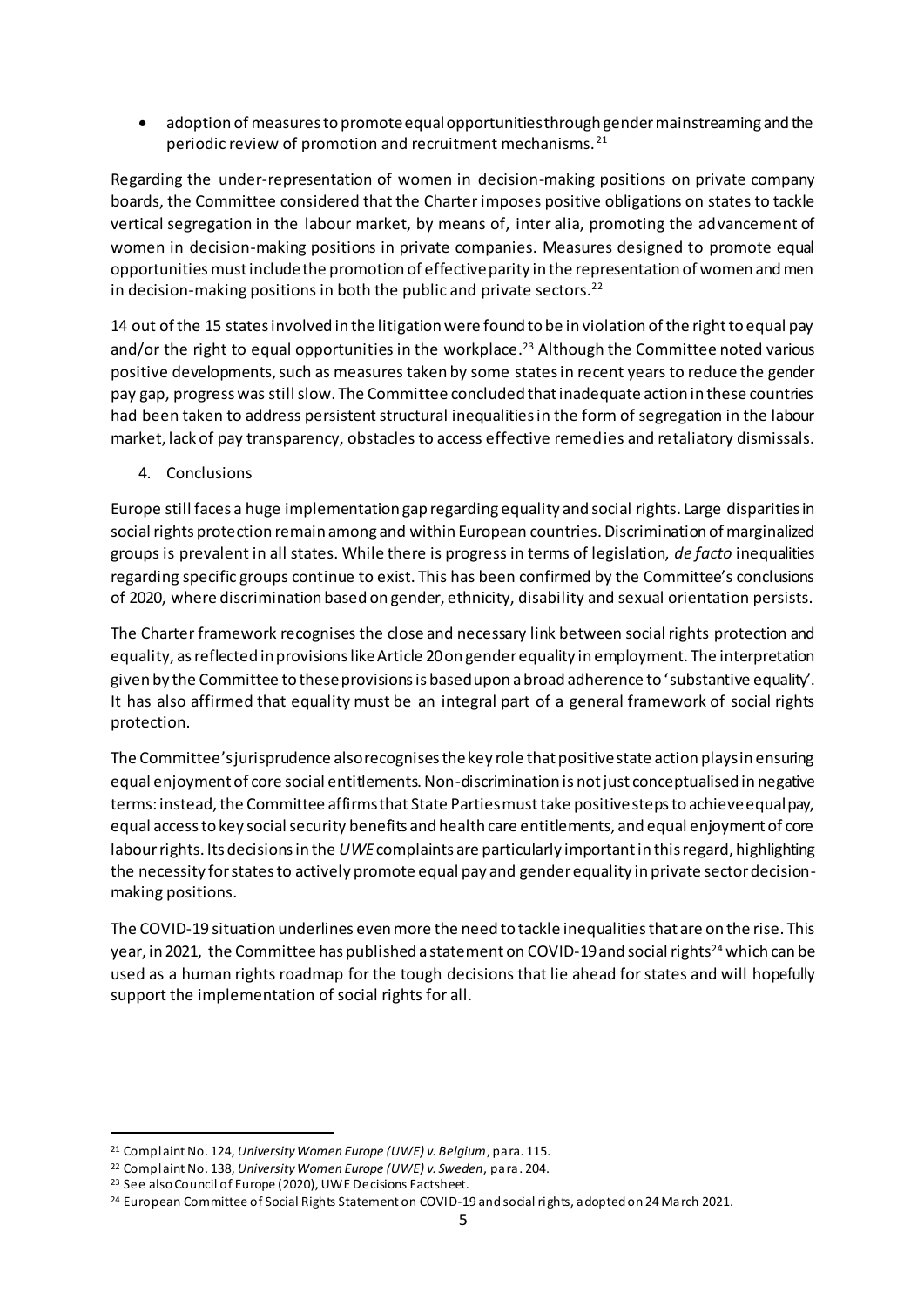- adoption of measures to promote equal opportunities through gender mainstreaming and the periodic review of promotion and recruitment mechanisms.[21]

Regarding the under-representation of women in decision-making positions on private company boards, the Committee considered that the Charter imposes positive obligations on states to tackle vertical segregation in the labour market, by means of, inter alia, promoting the advancement of women in decision-making positions in private companies. Measures designed to promote equal opportunities must include the promotion of effective parity in the representation of women and men in decision-making positions in both the public and private sectors.[22]

14 out of the 15 states involved in the litigation were found to be in violation of the right to equal pay and/or the right to equal opportunities in the workplace.[23] Although the Committee noted various positive developments, such as measures taken by some states in recent years to reduce the gender pay gap, progress was still slow. The Committee concluded that inadequate action in these countries had been taken to address persistent structural inequalities in the form of segregation in the labour market, lack of pay transparency, obstacles to access effective remedies and retaliatory dismissals.

## 4. Conclusions

Europe still faces a huge implementation gap regarding equality and social rights. Large disparities in social rights protection remain among and within European countries. Discrimination of marginalized groups is prevalent in all states. While there is progress in terms of legislation, *de facto* inequalities regarding specific groups continue to exist. This has been confirmed by the Committee's conclusions of 2020, where discrimination based on gender, ethnicity, disability and sexual orientation persists.

The Charter framework recognises the close and necessary link between social rights protection and equality, as reflected in provisions like Article 20 on gender equality in employment. The interpretation given by the Committee to these provisions is based upon a broad adherence to 'substantive equality'. It has also affirmed that equality must be an integral part of a general framework of social rights protection.

The Committee's jurisprudence also recognises the key role that positive state action plays in ensuring equal enjoyment of core social entitlements. Non-discrimination is not just conceptualised in negative terms: instead, the Committee affirms that State Parties must take positive steps to achieve equal pay, equal access to key social security benefits and health care entitlements, and equal enjoyment of core labour rights. Its decisions in the *UWE* complaints are particularly important in this regard, highlighting the necessity for states to actively promote equal pay and gender equality in private sector decision-making positions.

The COVID-19 situation underlines even more the need to tackle inequalities that are on the rise. This year, in 2021, the Committee has published a statement on COVID-19 and social rights[24] which can be used as a human rights roadmap for the tough decisions that lie ahead for states and will hopefully support the implementation of social rights for all.

---

[21] Complaint No. 124, *University Women Europe (UWE) v. Belgium*, para. 115.

[22] Complaint No. 138, *University Women Europe (UWE) v. Sweden*, para. 204.

[23] See also Council of Europe (2020), UWE Decisions Factsheet.

[24] European Committee of Social Rights Statement on COVID-19 and social rights, adopted on 24 March 2021.